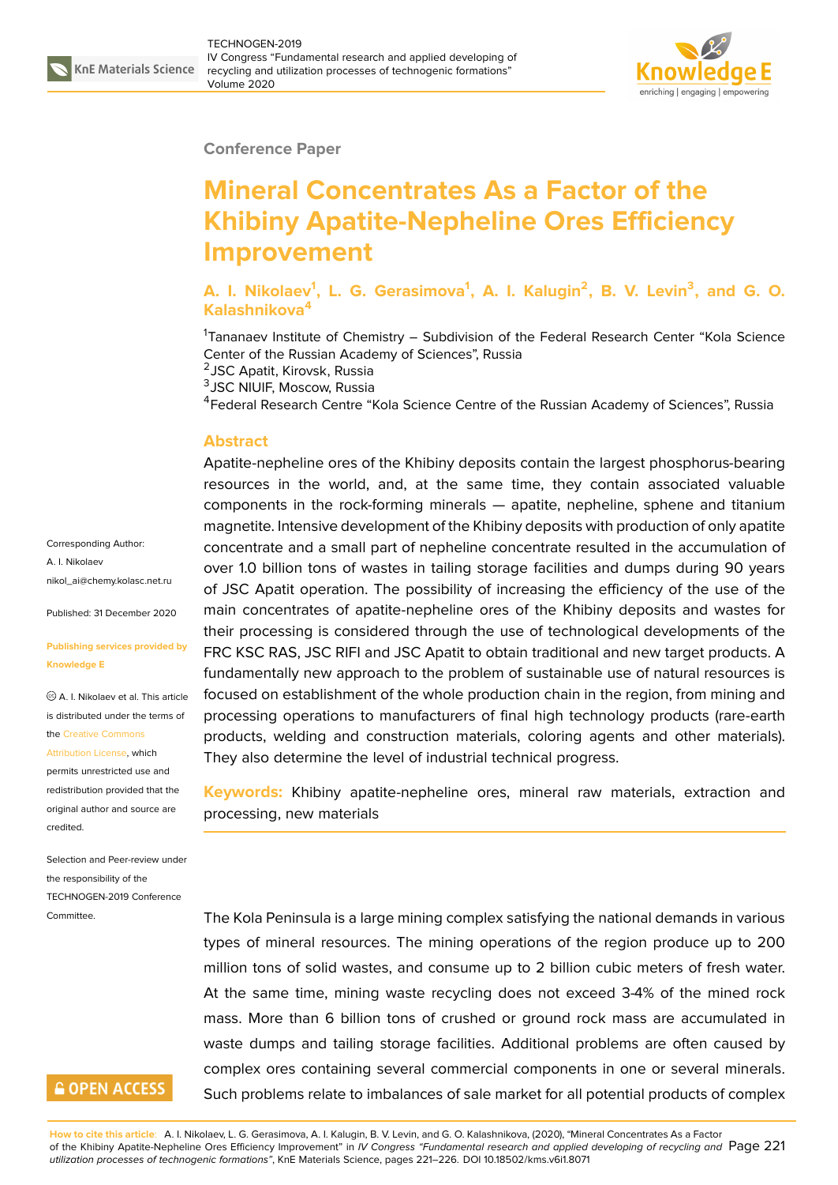Conference Paper

# Mineral Concentrates As a Factor of the Khibiny Apatite-Nepheline Ores Efficiency Improvement

**A. I. Nikolaev[1], L. G. Gerasimova[1], A. I. Kalugin[2], B. V. Levin[3], and G. O. Kalashnikova[4]**

[1]Tananaev Institute of Chemistry – Subdivision of the Federal Research Center "Kola Science Center of the Russian Academy of Sciences", Russia
[2]JSC Apatit, Kirovsk, Russia
[3]JSC NIUIF, Moscow, Russia
[4]Federal Research Centre "Kola Science Centre of the Russian Academy of Sciences", Russia

Corresponding Author:
A. I. Nikolaev
nikol_ai@chemy.kolasc.net.ru

Published: 31 December 2020

**Publishing services provided by Knowledge E**

© A. I. Nikolaev et al. This article is distributed under the terms of the Creative Commons Attribution License, which permits unrestricted use and redistribution provided that the original author and source are credited.

Selection and Peer-review under the responsibility of the TECHNOGEN-2019 Conference Committee.

## Abstract

Apatite-nepheline ores of the Khibiny deposits contain the largest phosphorus-bearing resources in the world, and, at the same time, they contain associated valuable components in the rock-forming minerals — apatite, nepheline, sphene and titanium magnetite. Intensive development of the Khibiny deposits with production of only apatite concentrate and a small part of nepheline concentrate resulted in the accumulation of over 1.0 billion tons of wastes in tailing storage facilities and dumps during 90 years of JSC Apatit operation. The possibility of increasing the efficiency of the use of the main concentrates of apatite-nepheline ores of the Khibiny deposits and wastes for their processing is considered through the use of technological developments of the FRC KSC RAS, JSC RIFI and JSC Apatit to obtain traditional and new target products. A fundamentally new approach to the problem of sustainable use of natural resources is focused on establishment of the whole production chain in the region, from mining and processing operations to manufacturers of final high technology products (rare-earth products, welding and construction materials, coloring agents and other materials). They also determine the level of industrial technical progress.

**Keywords:** Khibiny apatite-nepheline ores, mineral raw materials, extraction and processing, new materials

The Kola Peninsula is a large mining complex satisfying the national demands in various types of mineral resources. The mining operations of the region produce up to 200 million tons of solid wastes, and consume up to 2 billion cubic meters of fresh water. At the same time, mining waste recycling does not exceed 3-4% of the mined rock mass. More than 6 billion tons of crushed or ground rock mass are accumulated in waste dumps and tailing storage facilities. Additional problems are often caused by complex ores containing several commercial components in one or several minerals. Such problems relate to imbalances of sale market for all potential products of complex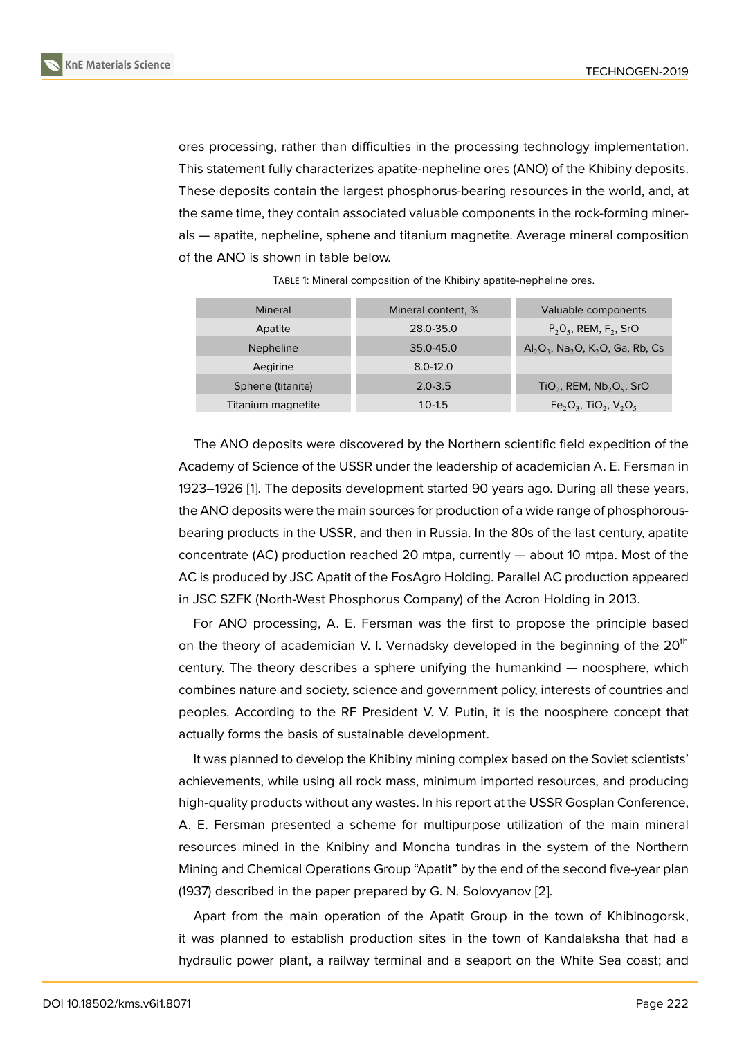ores processing, rather than difficulties in the processing technology implementation. This statement fully characterizes apatite-nepheline ores (ANO) of the Khibiny deposits. These deposits contain the largest phosphorus-bearing resources in the world, and, at the same time, they contain associated valuable components in the rock-forming minerals — apatite, nepheline, sphene and titanium magnetite. Average mineral composition of the ANO is shown in table below.

Table 1: Mineral composition of the Khibiny apatite-nepheline ores.

| Mineral | Mineral content, % | Valuable components |
|---|---|---|
| Apatite | 28.0-35.0 | $P_2O_5$, REM, $F_2$, SrO |
| Nepheline | 35.0-45.0 | $Al_2O_3$, $Na_2O$, $K_2O$, Ga, Rb, Cs |
| Aegirine | 8.0-12.0 | |
| Sphene (titanite) | 2.0-3.5 | $TiO_2$, REM, $Nb_2O_5$, SrO |
| Titanium magnetite | 1.0-1.5 | $Fe_2O_3$, $TiO_2$, $V_2O_5$ |

The ANO deposits were discovered by the Northern scientific field expedition of the Academy of Science of the USSR under the leadership of academician A. E. Fersman in 1923–1926 [1]. The deposits development started 90 years ago. During all these years, the ANO deposits were the main sources for production of a wide range of phosphorous-bearing products in the USSR, and then in Russia. In the 80s of the last century, apatite concentrate (AC) production reached 20 mtpa, currently — about 10 mtpa. Most of the AC is produced by JSC Apatit of the FosAgro Holding. Parallel AC production appeared in JSC SZFK (North-West Phosphorus Company) of the Acron Holding in 2013.

For ANO processing, A. E. Fersman was the first to propose the principle based on the theory of academician V. I. Vernadsky developed in the beginning of the 20th century. The theory describes a sphere unifying the humankind — noosphere, which combines nature and society, science and government policy, interests of countries and peoples. According to the RF President V. V. Putin, it is the noosphere concept that actually forms the basis of sustainable development.

It was planned to develop the Khibiny mining complex based on the Soviet scientists' achievements, while using all rock mass, minimum imported resources, and producing high-quality products without any wastes. In his report at the USSR Gosplan Conference, A. E. Fersman presented a scheme for multipurpose utilization of the main mineral resources mined in the Knibiny and Moncha tundras in the system of the Northern Mining and Chemical Operations Group "Apatit" by the end of the second five-year plan (1937) described in the paper prepared by G. N. Solovyanov [2].

Apart from the main operation of the Apatit Group in the town of Khibinogorsk, it was planned to establish production sites in the town of Kandalaksha that had a hydraulic power plant, a railway terminal and a seaport on the White Sea coast; and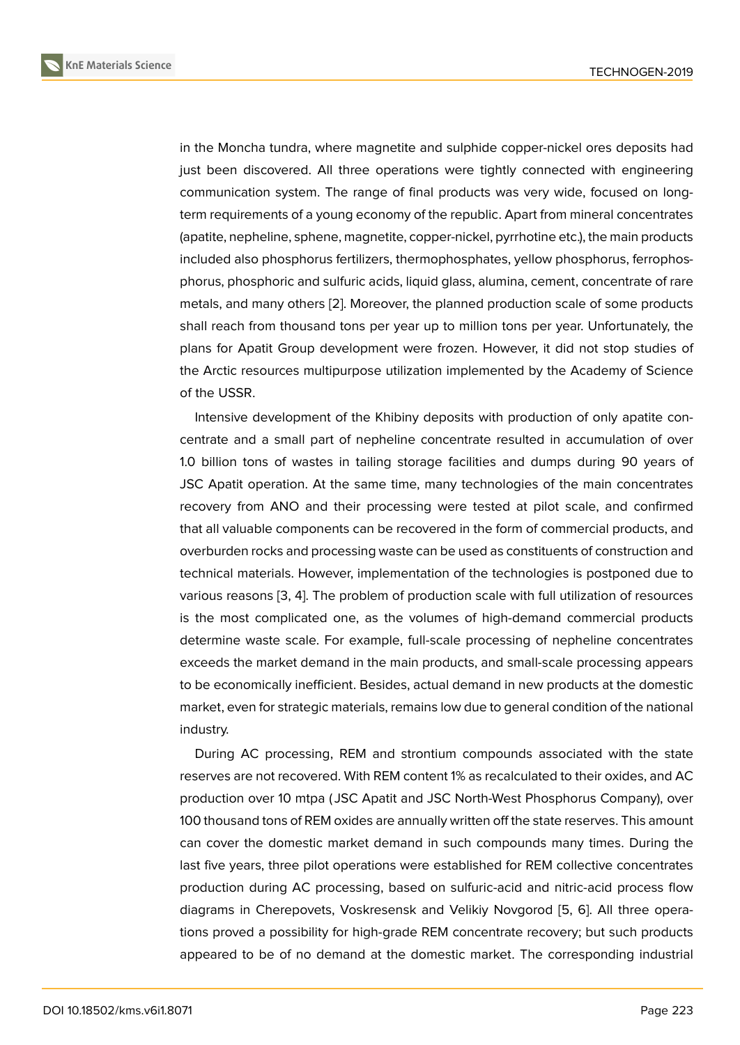in the Moncha tundra, where magnetite and sulphide copper-nickel ores deposits had just been discovered. All three operations were tightly connected with engineering communication system. The range of final products was very wide, focused on long-term requirements of a young economy of the republic. Apart from mineral concentrates (apatite, nepheline, sphene, magnetite, copper-nickel, pyrrhotine etc.), the main products included also phosphorus fertilizers, thermophosphates, yellow phosphorus, ferrophosphorus, phosphoric and sulfuric acids, liquid glass, alumina, cement, concentrate of rare metals, and many others [2]. Moreover, the planned production scale of some products shall reach from thousand tons per year up to million tons per year. Unfortunately, the plans for Apatit Group development were frozen. However, it did not stop studies of the Arctic resources multipurpose utilization implemented by the Academy of Science of the USSR.

Intensive development of the Khibiny deposits with production of only apatite concentrate and a small part of nepheline concentrate resulted in accumulation of over 1.0 billion tons of wastes in tailing storage facilities and dumps during 90 years of JSC Apatit operation. At the same time, many technologies of the main concentrates recovery from ANO and their processing were tested at pilot scale, and confirmed that all valuable components can be recovered in the form of commercial products, and overburden rocks and processing waste can be used as constituents of construction and technical materials. However, implementation of the technologies is postponed due to various reasons [3, 4]. The problem of production scale with full utilization of resources is the most complicated one, as the volumes of high-demand commercial products determine waste scale. For example, full-scale processing of nepheline concentrates exceeds the market demand in the main products, and small-scale processing appears to be economically inefficient. Besides, actual demand in new products at the domestic market, even for strategic materials, remains low due to general condition of the national industry.

During AC processing, REM and strontium compounds associated with the state reserves are not recovered. With REM content 1% as recalculated to their oxides, and AC production over 10 mtpa (JSC Apatit and JSC North-West Phosphorus Company), over 100 thousand tons of REM oxides are annually written off the state reserves. This amount can cover the domestic market demand in such compounds many times. During the last five years, three pilot operations were established for REM collective concentrates production during AC processing, based on sulfuric-acid and nitric-acid process flow diagrams in Cherepovets, Voskresensk and Velikiy Novgorod [5, 6]. All three operations proved a possibility for high-grade REM concentrate recovery; but such products appeared to be of no demand at the domestic market. The corresponding industrial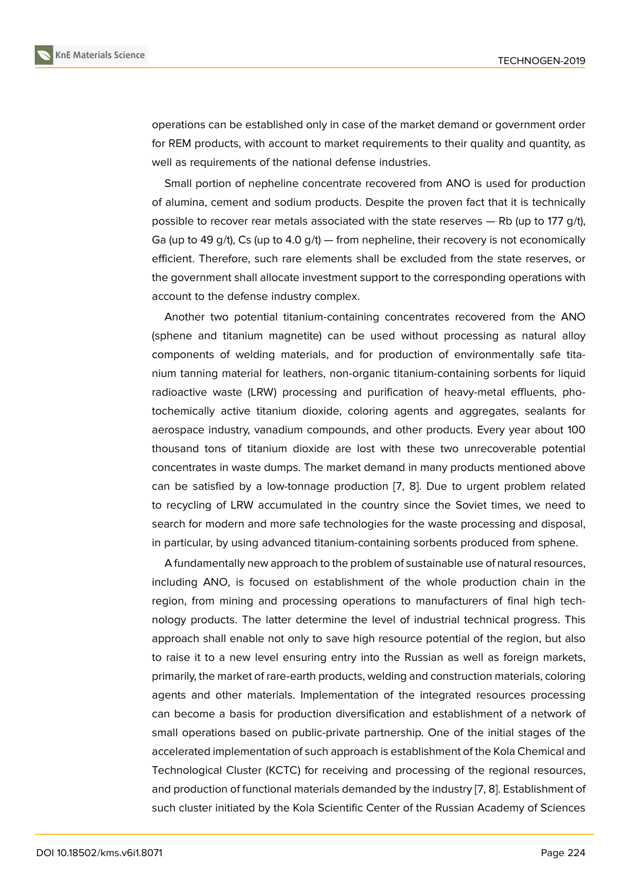operations can be established only in case of the market demand or government order for REM products, with account to market requirements to their quality and quantity, as well as requirements of the national defense industries.

Small portion of nepheline concentrate recovered from ANO is used for production of alumina, cement and sodium products. Despite the proven fact that it is technically possible to recover rear metals associated with the state reserves — Rb (up to 177 g/t), Ga (up to 49 g/t), Cs (up to 4.0 g/t) — from nepheline, their recovery is not economically efficient. Therefore, such rare elements shall be excluded from the state reserves, or the government shall allocate investment support to the corresponding operations with account to the defense industry complex.

Another two potential titanium-containing concentrates recovered from the ANO (sphene and titanium magnetite) can be used without processing as natural alloy components of welding materials, and for production of environmentally safe titanium tanning material for leathers, non-organic titanium-containing sorbents for liquid radioactive waste (LRW) processing and purification of heavy-metal effluents, photochemically active titanium dioxide, coloring agents and aggregates, sealants for aerospace industry, vanadium compounds, and other products. Every year about 100 thousand tons of titanium dioxide are lost with these two unrecoverable potential concentrates in waste dumps. The market demand in many products mentioned above can be satisfied by a low-tonnage production [7, 8]. Due to urgent problem related to recycling of LRW accumulated in the country since the Soviet times, we need to search for modern and more safe technologies for the waste processing and disposal, in particular, by using advanced titanium-containing sorbents produced from sphene.

A fundamentally new approach to the problem of sustainable use of natural resources, including ANO, is focused on establishment of the whole production chain in the region, from mining and processing operations to manufacturers of final high technology products. The latter determine the level of industrial technical progress. This approach shall enable not only to save high resource potential of the region, but also to raise it to a new level ensuring entry into the Russian as well as foreign markets, primarily, the market of rare-earth products, welding and construction materials, coloring agents and other materials. Implementation of the integrated resources processing can become a basis for production diversification and establishment of a network of small operations based on public-private partnership. One of the initial stages of the accelerated implementation of such approach is establishment of the Kola Chemical and Technological Cluster (KCTC) for receiving and processing of the regional resources, and production of functional materials demanded by the industry [7, 8]. Establishment of such cluster initiated by the Kola Scientific Center of the Russian Academy of Sciences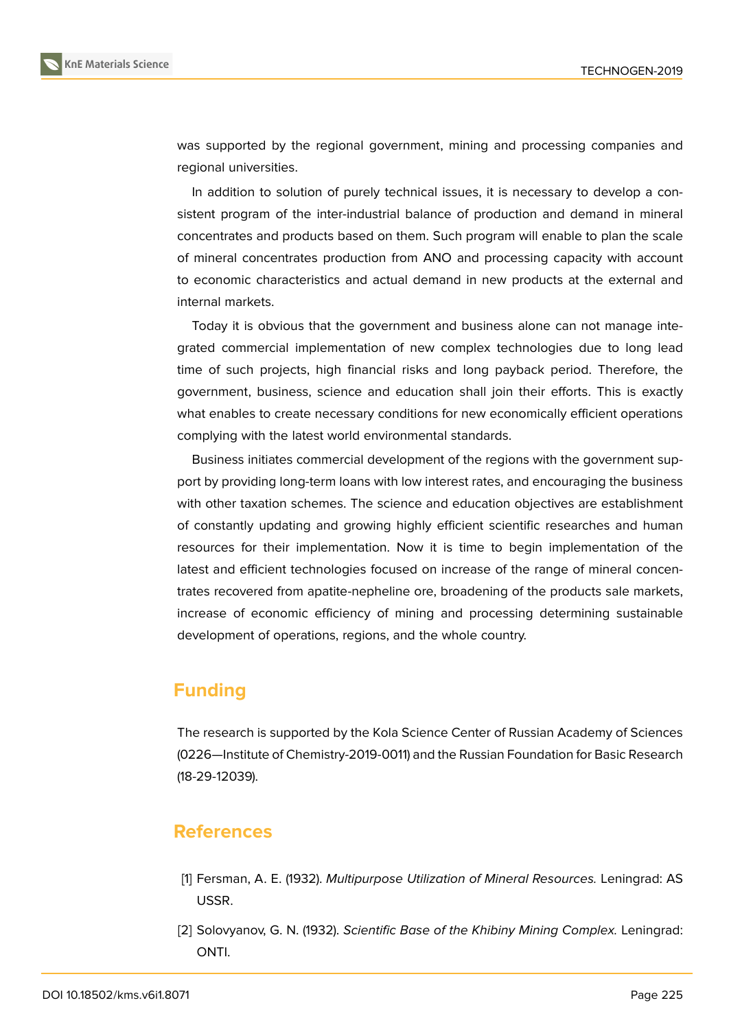was supported by the regional government, mining and processing companies and regional universities.

In addition to solution of purely technical issues, it is necessary to develop a consistent program of the inter-industrial balance of production and demand in mineral concentrates and products based on them. Such program will enable to plan the scale of mineral concentrates production from ANO and processing capacity with account to economic characteristics and actual demand in new products at the external and internal markets.

Today it is obvious that the government and business alone can not manage integrated commercial implementation of new complex technologies due to long lead time of such projects, high financial risks and long payback period. Therefore, the government, business, science and education shall join their efforts. This is exactly what enables to create necessary conditions for new economically efficient operations complying with the latest world environmental standards.

Business initiates commercial development of the regions with the government support by providing long-term loans with low interest rates, and encouraging the business with other taxation schemes. The science and education objectives are establishment of constantly updating and growing highly efficient scientific researches and human resources for their implementation. Now it is time to begin implementation of the latest and efficient technologies focused on increase of the range of mineral concentrates recovered from apatite-nepheline ore, broadening of the products sale markets, increase of economic efficiency of mining and processing determining sustainable development of operations, regions, and the whole country.

## Funding

The research is supported by the Kola Science Center of Russian Academy of Sciences (0226—Institute of Chemistry-2019-0011) and the Russian Foundation for Basic Research (18-29-12039).

## References

[1] Fersman, A. E. (1932). *Multipurpose Utilization of Mineral Resources.* Leningrad: AS USSR.

[2] Solovyanov, G. N. (1932). *Scientific Base of the Khibiny Mining Complex.* Leningrad: ONTI.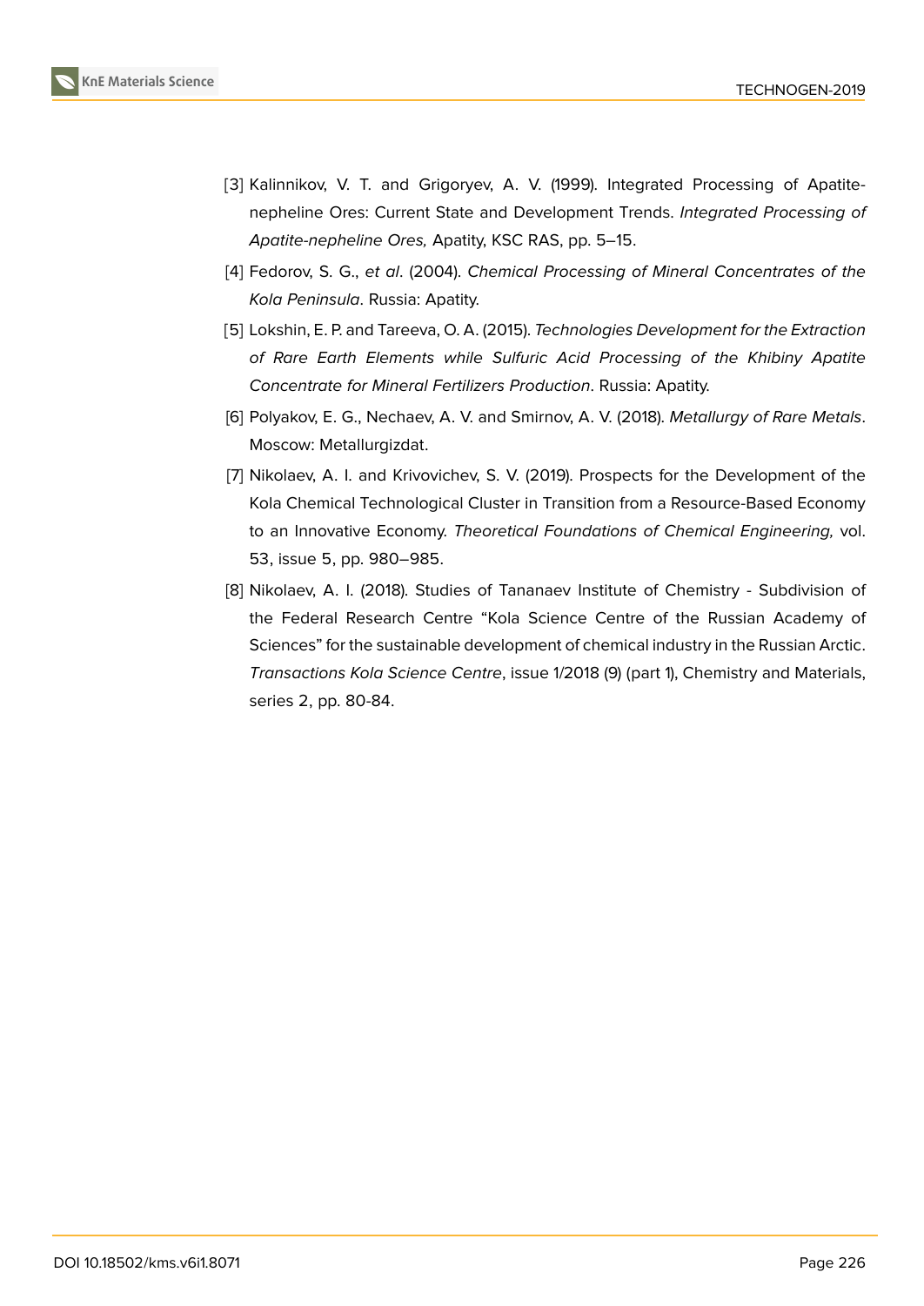[3] Kalinnikov, V. T. and Grigoryev, A. V. (1999). Integrated Processing of Apatite-nepheline Ores: Current State and Development Trends. *Integrated Processing of Apatite-nepheline Ores,* Apatity, KSC RAS, pp. 5–15.

[4] Fedorov, S. G., *et al*. (2004). *Chemical Processing of Mineral Concentrates of the Kola Peninsula*. Russia: Apatity.

[5] Lokshin, E. P. and Tareeva, O. A. (2015). *Technologies Development for the Extraction of Rare Earth Elements while Sulfuric Acid Processing of the Khibiny Apatite Concentrate for Mineral Fertilizers Production*. Russia: Apatity.

[6] Polyakov, E. G., Nechaev, A. V. and Smirnov, A. V. (2018). *Metallurgy of Rare Metals*. Moscow: Metallurgizdat.

[7] Nikolaev, A. I. and Krivovichev, S. V. (2019). Prospects for the Development of the Kola Chemical Technological Cluster in Transition from a Resource-Based Economy to an Innovative Economy. *Theoretical Foundations of Chemical Engineering,* vol. 53, issue 5, pp. 980–985.

[8] Nikolaev, A. I. (2018). Studies of Tananaev Institute of Chemistry - Subdivision of the Federal Research Centre "Kola Science Centre of the Russian Academy of Sciences" for the sustainable development of chemical industry in the Russian Arctic. *Transactions Kola Science Centre*, issue 1/2018 (9) (part 1), Chemistry and Materials, series 2, pp. 80-84.